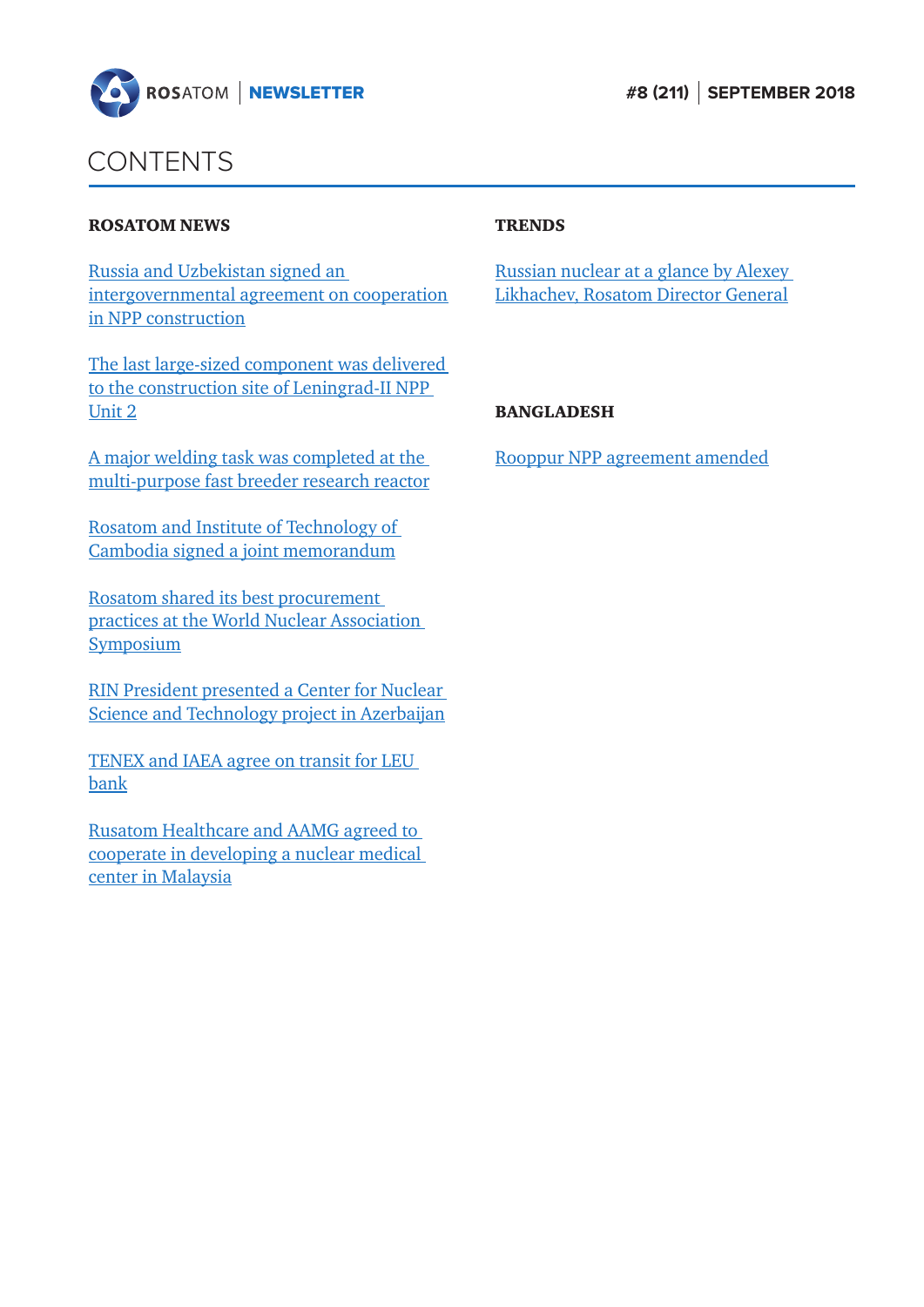ROSATOM | NEWSLETTER

#8 (211) | SEPTEMBER 2018

# CONTENTS

## ROSATOM NEWS

Russia and Uzbekistan signed an intergovernmental agreement on cooperation in NPP construction

The last large-sized component was delivered to the construction site of Leningrad-II NPP Unit 2

A major welding task was completed at the multi-purpose fast breeder research reactor

Rosatom and Institute of Technology of Cambodia signed a joint memorandum

Rosatom shared its best procurement practices at the World Nuclear Association Symposium

RIN President presented a Center for Nuclear Science and Technology project in Azerbaijan

TENEX and IAEA agree on transit for LEU bank

Rusatom Healthcare and AAMG agreed to cooperate in developing a nuclear medical center in Malaysia

## TRENDS

Russian nuclear at a glance by Alexey Likhachev, Rosatom Director General

## BANGLADESH

Rooppur NPP agreement amended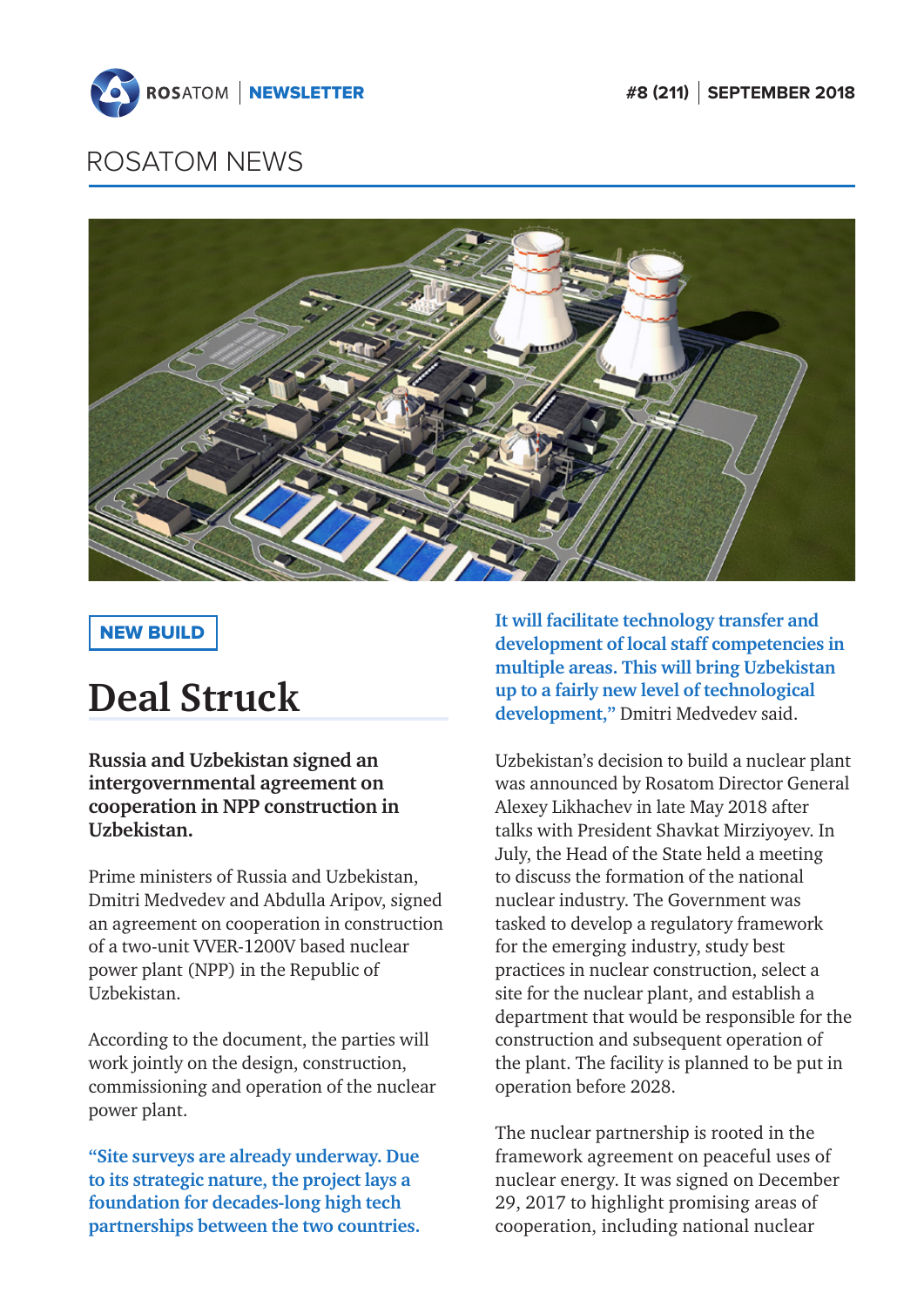# ROSATOM NEWS

NEW BUILD

## Deal Struck

**Russia and Uzbekistan signed an intergovernmental agreement on cooperation in NPP construction in Uzbekistan.**

Prime ministers of Russia and Uzbekistan, Dmitri Medvedev and Abdulla Aripov, signed an agreement on cooperation in construction of a two-unit VVER-1200V based nuclear power plant (NPP) in the Republic of Uzbekistan.

According to the document, the parties will work jointly on the design, construction, commissioning and operation of the nuclear power plant.

**"Site surveys are already underway. Due to its strategic nature, the project lays a foundation for decades-long high tech partnerships between the two countries. It will facilitate technology transfer and development of local staff competencies in multiple areas. This will bring Uzbekistan up to a fairly new level of technological development,"** Dmitri Medvedev said.

Uzbekistan's decision to build a nuclear plant was announced by Rosatom Director General Alexey Likhachev in late May 2018 after talks with President Shavkat Mirziyoyev. In July, the Head of the State held a meeting to discuss the formation of the national nuclear industry. The Government was tasked to develop a regulatory framework for the emerging industry, study best practices in nuclear construction, select a site for the nuclear plant, and establish a department that would be responsible for the construction and subsequent operation of the plant. The facility is planned to be put in operation before 2028.

The nuclear partnership is rooted in the framework agreement on peaceful uses of nuclear energy. It was signed on December 29, 2017 to highlight promising areas of cooperation, including national nuclear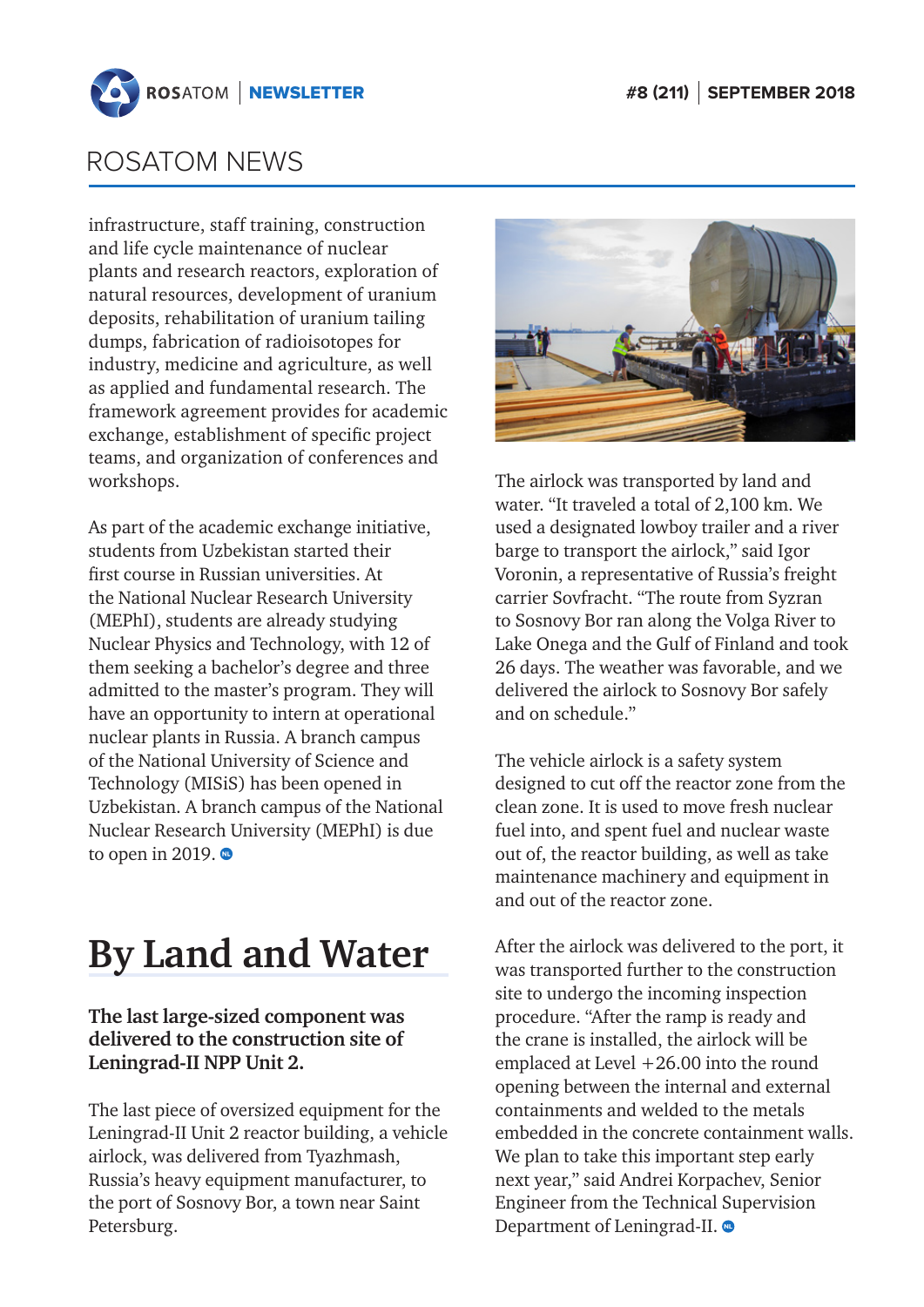## ROSATOM NEWS

infrastructure, staff training, construction and life cycle maintenance of nuclear plants and research reactors, exploration of natural resources, development of uranium deposits, rehabilitation of uranium tailing dumps, fabrication of radioisotopes for industry, medicine and agriculture, as well as applied and fundamental research. The framework agreement provides for academic exchange, establishment of specific project teams, and organization of conferences and workshops.

As part of the academic exchange initiative, students from Uzbekistan started their first course in Russian universities. At the National Nuclear Research University (MEPhI), students are already studying Nuclear Physics and Technology, with 12 of them seeking a bachelor's degree and three admitted to the master's program. They will have an opportunity to intern at operational nuclear plants in Russia. A branch campus of the National University of Science and Technology (MISiS) has been opened in Uzbekistan. A branch campus of the National Nuclear Research University (MEPhI) is due to open in 2019.

# By Land and Water

**The last large-sized component was delivered to the construction site of Leningrad-II NPP Unit 2.**

The last piece of oversized equipment for the Leningrad-II Unit 2 reactor building, a vehicle airlock, was delivered from Tyazhmash, Russia's heavy equipment manufacturer, to the port of Sosnovy Bor, a town near Saint Petersburg.

The airlock was transported by land and water. "It traveled a total of 2,100 km. We used a designated lowboy trailer and a river barge to transport the airlock," said Igor Voronin, a representative of Russia's freight carrier Sovfracht. "The route from Syzran to Sosnovy Bor ran along the Volga River to Lake Onega and the Gulf of Finland and took 26 days. The weather was favorable, and we delivered the airlock to Sosnovy Bor safely and on schedule."

The vehicle airlock is a safety system designed to cut off the reactor zone from the clean zone. It is used to move fresh nuclear fuel into, and spent fuel and nuclear waste out of, the reactor building, as well as take maintenance machinery and equipment in and out of the reactor zone.

After the airlock was delivered to the port, it was transported further to the construction site to undergo the incoming inspection procedure. "After the ramp is ready and the crane is installed, the airlock will be emplaced at Level +26.00 into the round opening between the internal and external containments and welded to the metals embedded in the concrete containment walls. We plan to take this important step early next year," said Andrei Korpachev, Senior Engineer from the Technical Supervision Department of Leningrad-II.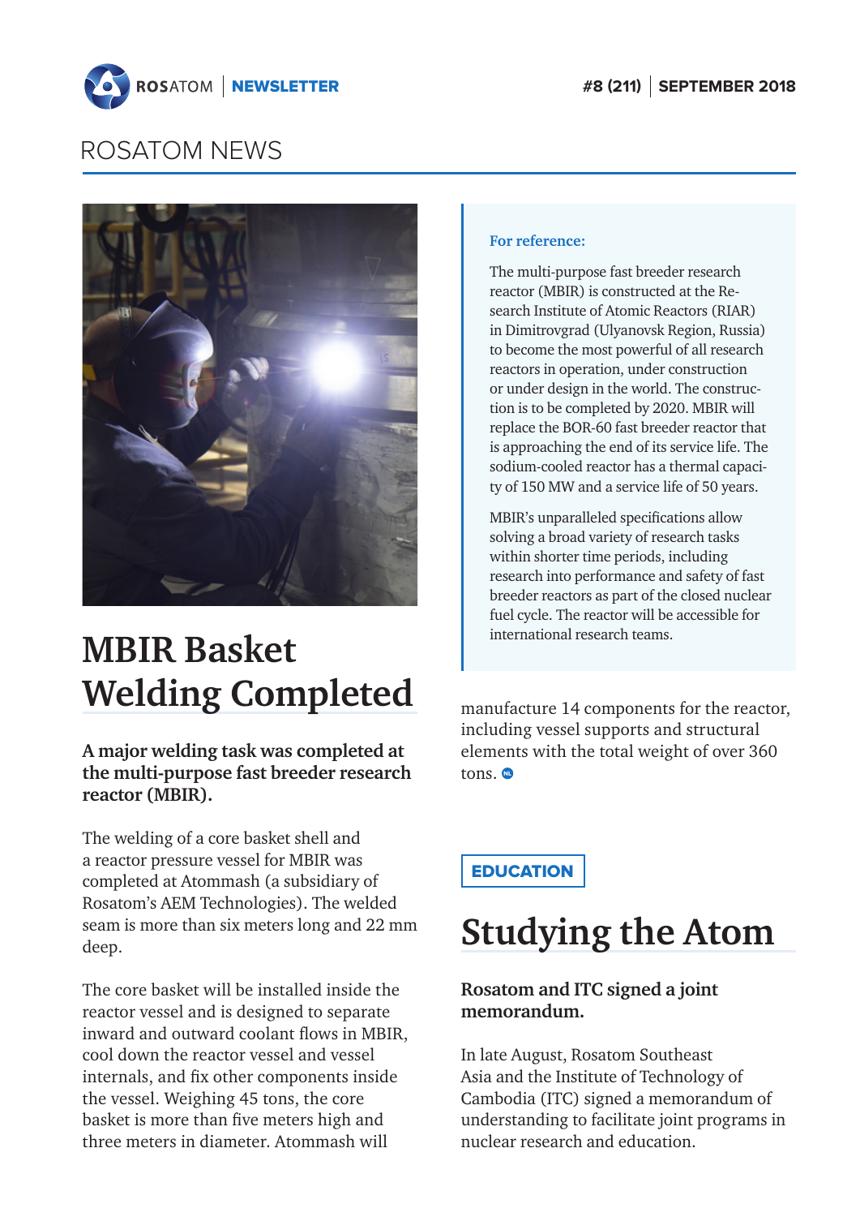# ROSATOM NEWS

## MBIR Basket Welding Completed

**A major welding task was completed at the multi-purpose fast breeder research reactor (MBIR).**

The welding of a core basket shell and a reactor pressure vessel for MBIR was completed at Atommash (a subsidiary of Rosatom's AEM Technologies). The welded seam is more than six meters long and 22 mm deep.

The core basket will be installed inside the reactor vessel and is designed to separate inward and outward coolant flows in MBIR, cool down the reactor vessel and vessel internals, and fix other components inside the vessel. Weighing 45 tons, the core basket is more than five meters high and three meters in diameter. Atommash will manufacture 14 components for the reactor, including vessel supports and structural elements with the total weight of over 360 tons.

**For reference:**

The multi-purpose fast breeder research reactor (MBIR) is constructed at the Research Institute of Atomic Reactors (RIAR) in Dimitrovgrad (Ulyanovsk Region, Russia) to become the most powerful of all research reactors in operation, under construction or under design in the world. The construction is to be completed by 2020. MBIR will replace the BOR-60 fast breeder reactor that is approaching the end of its service life. The sodium-cooled reactor has a thermal capacity of 150 MW and a service life of 50 years.

MBIR's unparalleled specifications allow solving a broad variety of research tasks within shorter time periods, including research into performance and safety of fast breeder reactors as part of the closed nuclear fuel cycle. The reactor will be accessible for international research teams.

EDUCATION

## Studying the Atom

**Rosatom and ITC signed a joint memorandum.**

In late August, Rosatom Southeast Asia and the Institute of Technology of Cambodia (ITC) signed a memorandum of understanding to facilitate joint programs in nuclear research and education.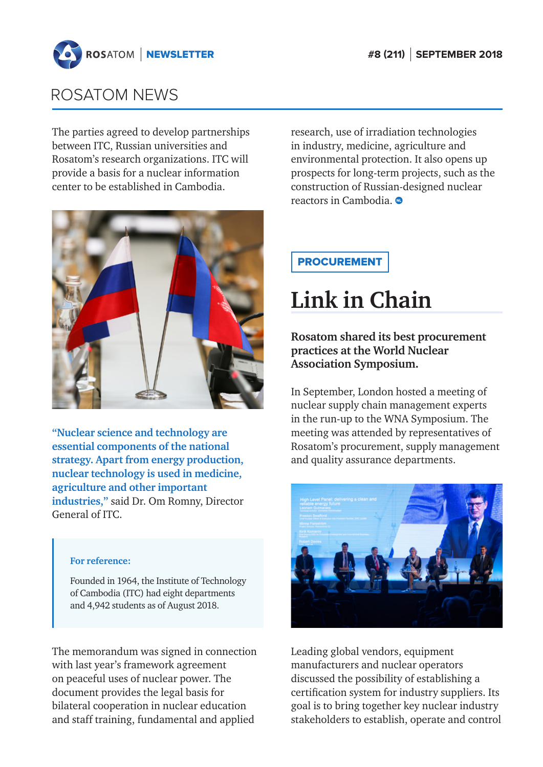The parties agreed to develop partnerships between ITC, Russian universities and Rosatom's research organizations. ITC will provide a basis for a nuclear information center to be established in Cambodia.

**"Nuclear science and technology are essential components of the national strategy. Apart from energy production, nuclear technology is used in medicine, agriculture and other important industries,"** said Dr. Om Romny, Director General of ITC.

> **For reference:**
>
> Founded in 1964, the Institute of Technology of Cambodia (ITC) had eight departments and 4,942 students as of August 2018.

The memorandum was signed in connection with last year's framework agreement on peaceful uses of nuclear power. The document provides the legal basis for bilateral cooperation in nuclear education and staff training, fundamental and applied research, use of irradiation technologies in industry, medicine, agriculture and environmental protection. It also opens up prospects for long-term projects, such as the construction of Russian-designed nuclear reactors in Cambodia.

**PROCUREMENT**

# Link in Chain

**Rosatom shared its best procurement practices at the World Nuclear Association Symposium.**

In September, London hosted a meeting of nuclear supply chain management experts in the run-up to the WNA Symposium. The meeting was attended by representatives of Rosatom's procurement, supply management and quality assurance departments.

Leading global vendors, equipment manufacturers and nuclear operators discussed the possibility of establishing a certification system for industry suppliers. Its goal is to bring together key nuclear industry stakeholders to establish, operate and control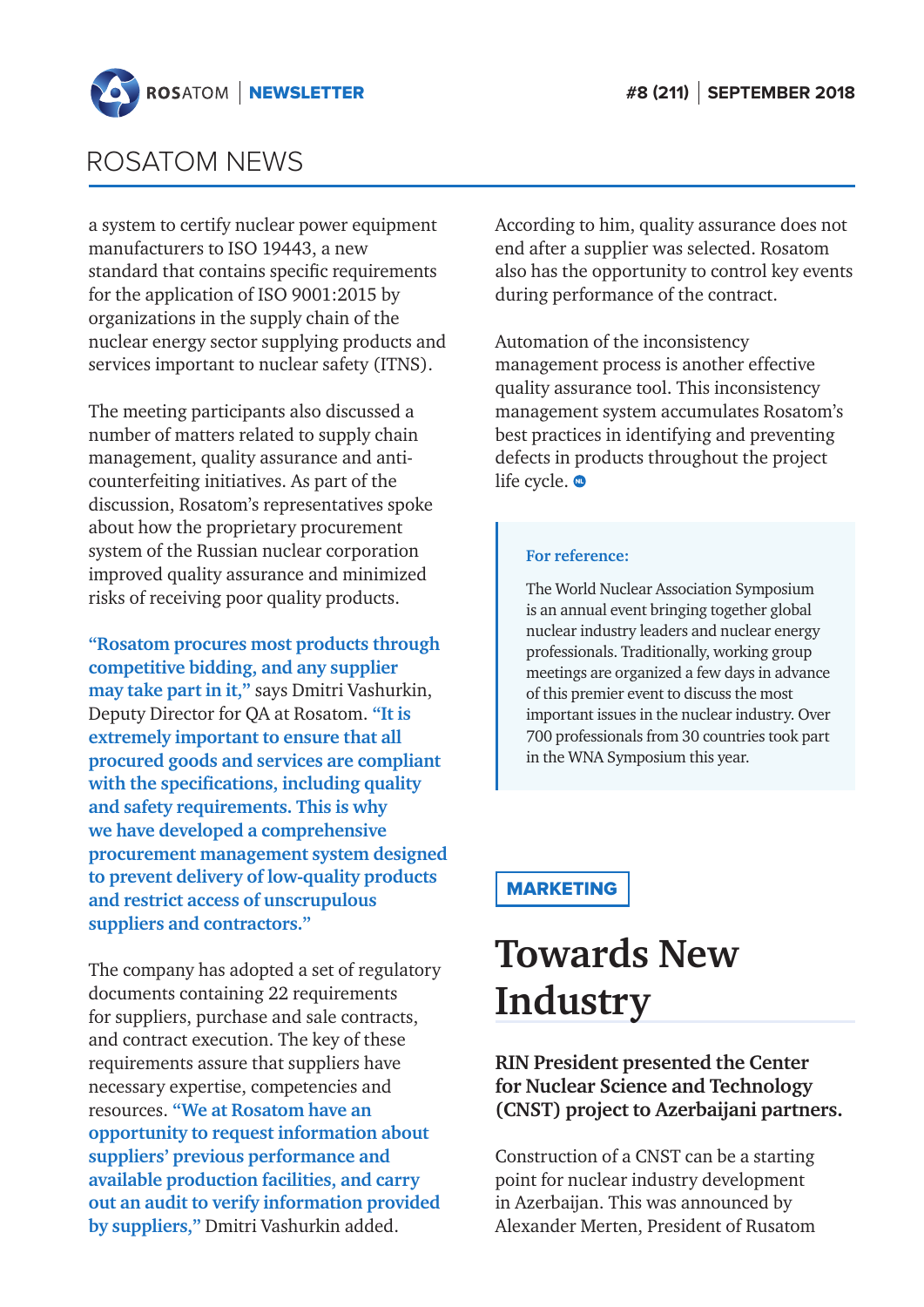a system to certify nuclear power equipment manufacturers to ISO 19443, a new standard that contains specific requirements for the application of ISO 9001:2015 by organizations in the supply chain of the nuclear energy sector supplying products and services important to nuclear safety (ITNS).

The meeting participants also discussed a number of matters related to supply chain management, quality assurance and anti-counterfeiting initiatives. As part of the discussion, Rosatom's representatives spoke about how the proprietary procurement system of the Russian nuclear corporation improved quality assurance and minimized risks of receiving poor quality products.

**"Rosatom procures most products through competitive bidding, and any supplier may take part in it,"** says Dmitri Vashurkin, Deputy Director for QA at Rosatom. **"It is extremely important to ensure that all procured goods and services are compliant with the specifications, including quality and safety requirements. This is why we have developed a comprehensive procurement management system designed to prevent delivery of low-quality products and restrict access of unscrupulous suppliers and contractors."**

The company has adopted a set of regulatory documents containing 22 requirements for suppliers, purchase and sale contracts, and contract execution. The key of these requirements assure that suppliers have necessary expertise, competencies and resources. **"We at Rosatom have an opportunity to request information about suppliers' previous performance and available production facilities, and carry out an audit to verify information provided by suppliers,"** Dmitri Vashurkin added.

According to him, quality assurance does not end after a supplier was selected. Rosatom also has the opportunity to control key events during performance of the contract.

Automation of the inconsistency management process is another effective quality assurance tool. This inconsistency management system accumulates Rosatom's best practices in identifying and preventing defects in products throughout the project life cycle.

> **For reference:**
>
> The World Nuclear Association Symposium is an annual event bringing together global nuclear industry leaders and nuclear energy professionals. Traditionally, working group meetings are organized a few days in advance of this premier event to discuss the most important issues in the nuclear industry. Over 700 professionals from 30 countries took part in the WNA Symposium this year.

**MARKETING**

# Towards New Industry

**RIN President presented the Center for Nuclear Science and Technology (CNST) project to Azerbaijani partners.**

Construction of a CNST can be a starting point for nuclear industry development in Azerbaijan. This was announced by Alexander Merten, President of Rusatom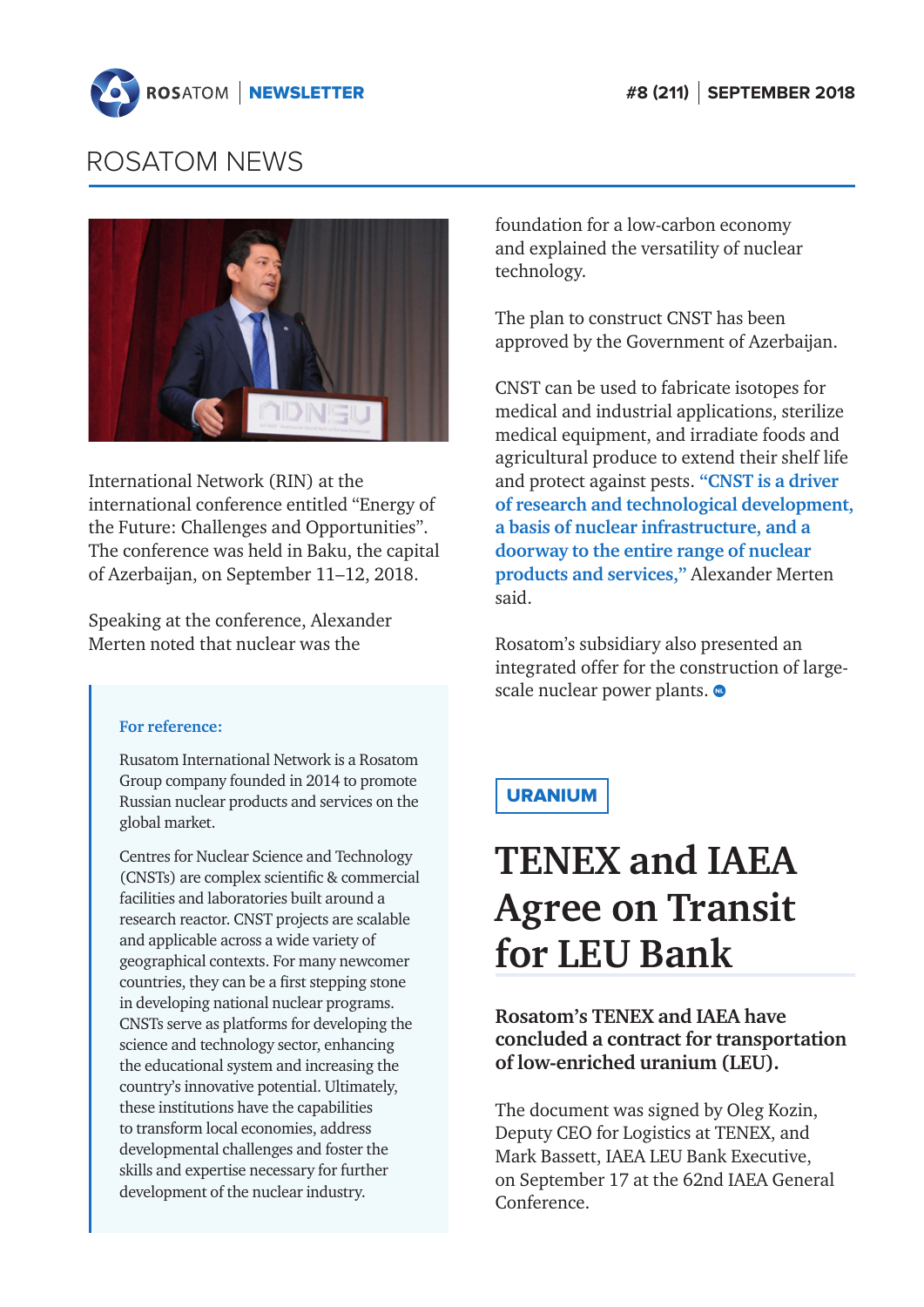# ROSATOM NEWS

International Network (RIN) at the international conference entitled "Energy of the Future: Challenges and Opportunities". The conference was held in Baku, the capital of Azerbaijan, on September 11–12, 2018.

Speaking at the conference, Alexander Merten noted that nuclear was the foundation for a low-carbon economy and explained the versatility of nuclear technology.

The plan to construct CNST has been approved by the Government of Azerbaijan.

CNST can be used to fabricate isotopes for medical and industrial applications, sterilize medical equipment, and irradiate foods and agricultural produce to extend their shelf life and protect against pests. **"CNST is a driver of research and technological development, a basis of nuclear infrastructure, and a doorway to the entire range of nuclear products and services,"** Alexander Merten said.

Rosatom's subsidiary also presented an integrated offer for the construction of large-scale nuclear power plants.

**For reference:**

Rusatom International Network is a Rosatom Group company founded in 2014 to promote Russian nuclear products and services on the global market.

Centres for Nuclear Science and Technology (CNSTs) are complex scientific & commercial facilities and laboratories built around a research reactor. CNST projects are scalable and applicable across a wide variety of geographical contexts. For many newcomer countries, they can be a first stepping stone in developing national nuclear programs. CNSTs serve as platforms for developing the science and technology sector, enhancing the educational system and increasing the country's innovative potential. Ultimately, these institutions have the capabilities to transform local economies, address developmental challenges and foster the skills and expertise necessary for further development of the nuclear industry.

**URANIUM**

## TENEX and IAEA Agree on Transit for LEU Bank

**Rosatom's TENEX and IAEA have concluded a contract for transportation of low-enriched uranium (LEU).**

The document was signed by Oleg Kozin, Deputy CEO for Logistics at TENEX, and Mark Bassett, IAEA LEU Bank Executive, on September 17 at the 62nd IAEA General Conference.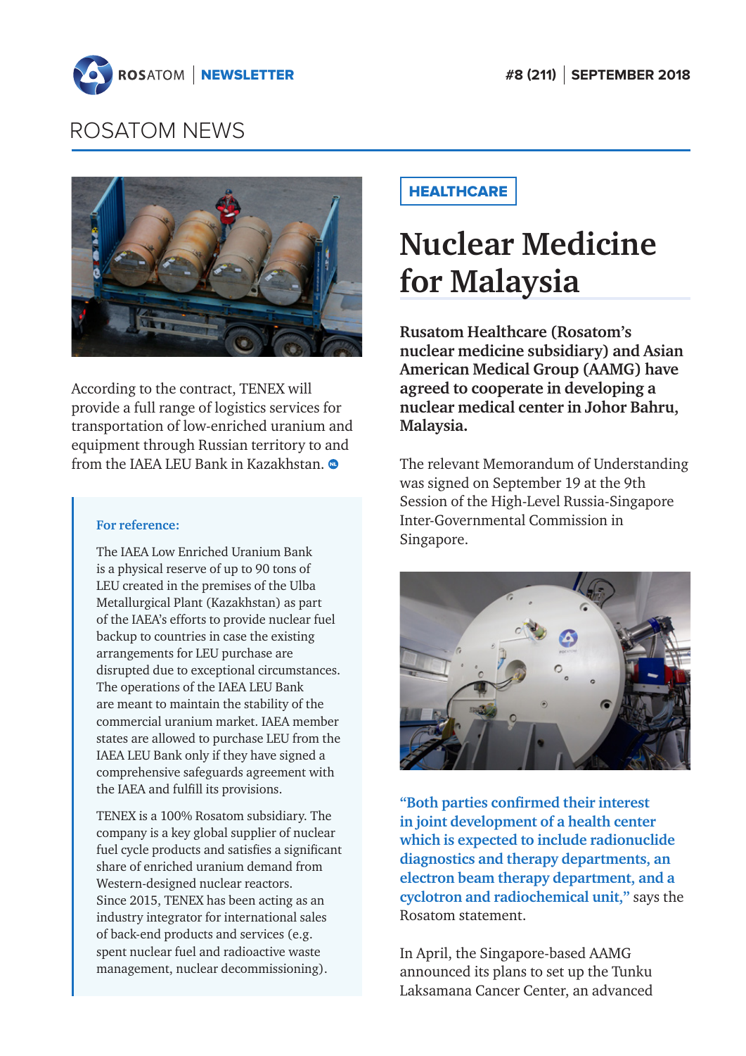# ROSATOM NEWS

According to the contract, TENEX will provide a full range of logistics services for transportation of low-enriched uranium and equipment through Russian territory to and from the IAEA LEU Bank in Kazakhstan.

**For reference:**

The IAEA Low Enriched Uranium Bank is a physical reserve of up to 90 tons of LEU created in the premises of the Ulba Metallurgical Plant (Kazakhstan) as part of the IAEA's efforts to provide nuclear fuel backup to countries in case the existing arrangements for LEU purchase are disrupted due to exceptional circumstances. The operations of the IAEA LEU Bank are meant to maintain the stability of the commercial uranium market. IAEA member states are allowed to purchase LEU from the IAEA LEU Bank only if they have signed a comprehensive safeguards agreement with the IAEA and fulfill its provisions.

TENEX is a 100% Rosatom subsidiary. The company is a key global supplier of nuclear fuel cycle products and satisfies a significant share of enriched uranium demand from Western-designed nuclear reactors. Since 2015, TENEX has been acting as an industry integrator for international sales of back-end products and services (e.g. spent nuclear fuel and radioactive waste management, nuclear decommissioning).

HEALTHCARE

## Nuclear Medicine for Malaysia

**Rusatom Healthcare (Rosatom's nuclear medicine subsidiary) and Asian American Medical Group (AAMG) have agreed to cooperate in developing a nuclear medical center in Johor Bahru, Malaysia.**

The relevant Memorandum of Understanding was signed on September 19 at the 9th Session of the High-Level Russia-Singapore Inter-Governmental Commission in Singapore.

**"Both parties confirmed their interest in joint development of a health center which is expected to include radionuclide diagnostics and therapy departments, an electron beam therapy department, and a cyclotron and radiochemical unit,"** says the Rosatom statement.

In April, the Singapore-based AAMG announced its plans to set up the Tunku Laksamana Cancer Center, an advanced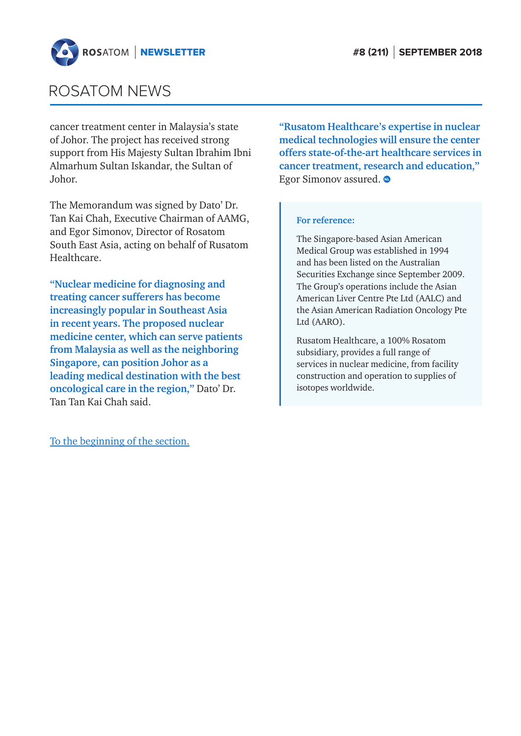# ROSATOM NEWS

cancer treatment center in Malaysia's state of Johor. The project has received strong support from His Majesty Sultan Ibrahim Ibni Almarhum Sultan Iskandar, the Sultan of Johor.

The Memorandum was signed by Dato' Dr. Tan Kai Chah, Executive Chairman of AAMG, and Egor Simonov, Director of Rosatom South East Asia, acting on behalf of Rusatom Healthcare.

**"Nuclear medicine for diagnosing and treating cancer sufferers has become increasingly popular in Southeast Asia in recent years. The proposed nuclear medicine center, which can serve patients from Malaysia as well as the neighboring Singapore, can position Johor as a leading medical destination with the best oncological care in the region,"** Dato' Dr. Tan Tan Kai Chah said.

**"Rusatom Healthcare's expertise in nuclear medical technologies will ensure the center offers state-of-the-art healthcare services in cancer treatment, research and education,"** Egor Simonov assured.

**For reference:**

The Singapore-based Asian American Medical Group was established in 1994 and has been listed on the Australian Securities Exchange since September 2009. The Group's operations include the Asian American Liver Centre Pte Ltd (AALC) and the Asian American Radiation Oncology Pte Ltd (AARO).

Rusatom Healthcare, a 100% Rosatom subsidiary, provides a full range of services in nuclear medicine, from facility construction and operation to supplies of isotopes worldwide.

To the beginning of the section.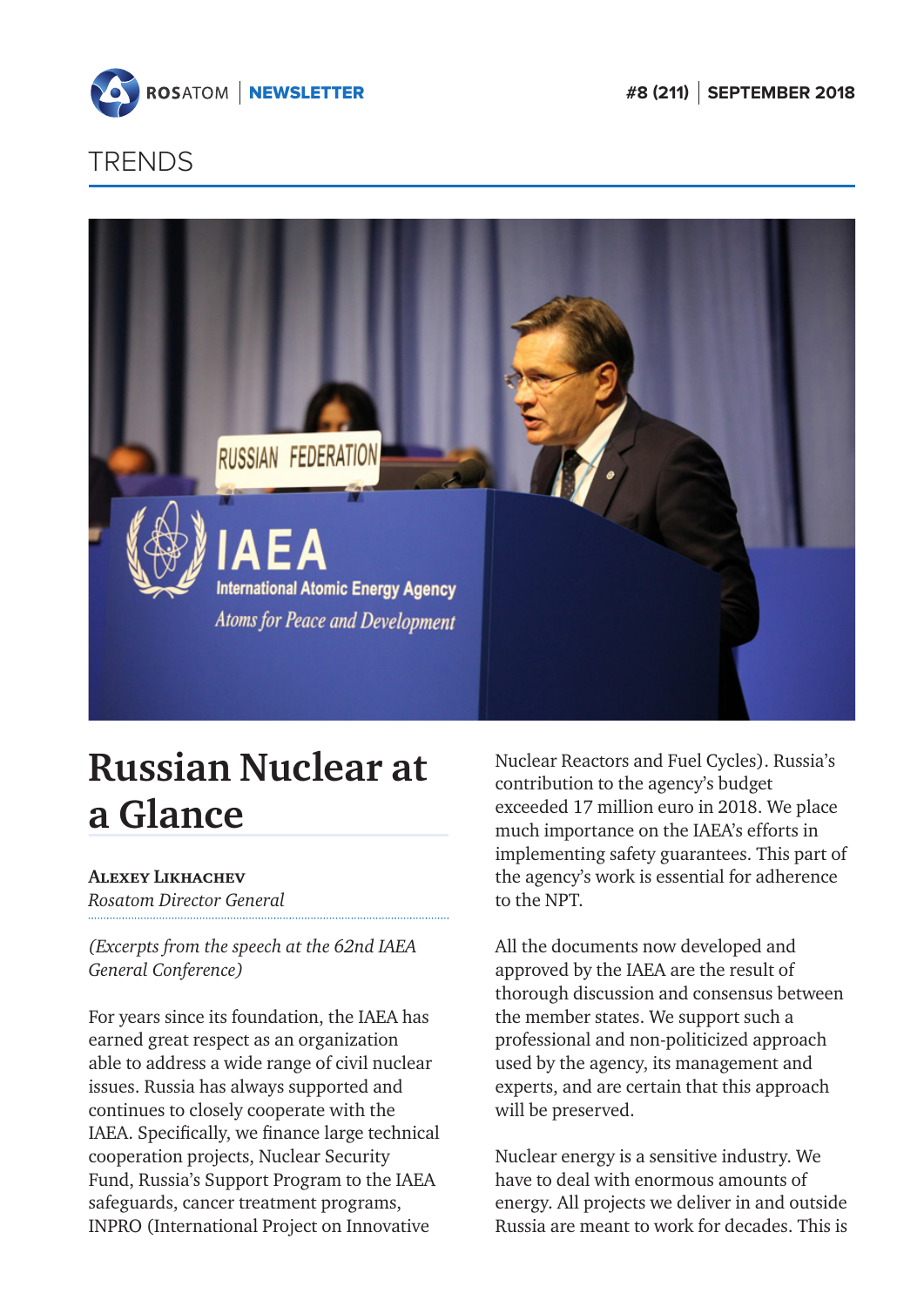TRENDS

# Russian Nuclear at a Glance

**Alexey Likhachev**
*Rosatom Director General*

*(Excerpts from the speech at the 62nd IAEA General Conference)*

For years since its foundation, the IAEA has earned great respect as an organization able to address a wide range of civil nuclear issues. Russia has always supported and continues to closely cooperate with the IAEA. Specifically, we finance large technical cooperation projects, Nuclear Security Fund, Russia's Support Program to the IAEA safeguards, cancer treatment programs, INPRO (International Project on Innovative Nuclear Reactors and Fuel Cycles). Russia's contribution to the agency's budget exceeded 17 million euro in 2018. We place much importance on the IAEA's efforts in implementing safety guarantees. This part of the agency's work is essential for adherence to the NPT.

All the documents now developed and approved by the IAEA are the result of thorough discussion and consensus between the member states. We support such a professional and non-politicized approach used by the agency, its management and experts, and are certain that this approach will be preserved.

Nuclear energy is a sensitive industry. We have to deal with enormous amounts of energy. All projects we deliver in and outside Russia are meant to work for decades. This is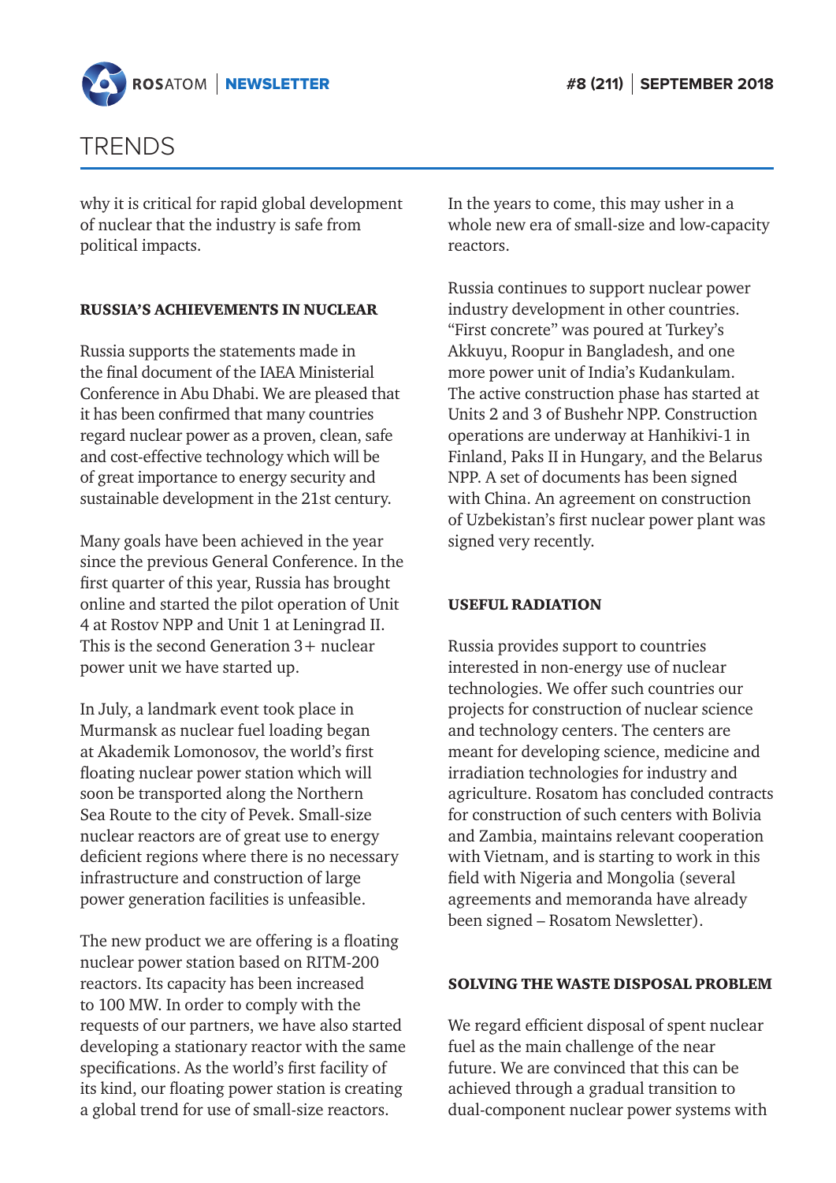# TRENDS

why it is critical for rapid global development of nuclear that the industry is safe from political impacts.

### RUSSIA'S ACHIEVEMENTS IN NUCLEAR

Russia supports the statements made in the final document of the IAEA Ministerial Conference in Abu Dhabi. We are pleased that it has been confirmed that many countries regard nuclear power as a proven, clean, safe and cost-effective technology which will be of great importance to energy security and sustainable development in the 21st century.

Many goals have been achieved in the year since the previous General Conference. In the first quarter of this year, Russia has brought online and started the pilot operation of Unit 4 at Rostov NPP and Unit 1 at Leningrad II. This is the second Generation 3+ nuclear power unit we have started up.

In July, a landmark event took place in Murmansk as nuclear fuel loading began at Akademik Lomonosov, the world's first floating nuclear power station which will soon be transported along the Northern Sea Route to the city of Pevek. Small-size nuclear reactors are of great use to energy deficient regions where there is no necessary infrastructure and construction of large power generation facilities is unfeasible.

The new product we are offering is a floating nuclear power station based on RITM-200 reactors. Its capacity has been increased to 100 MW. In order to comply with the requests of our partners, we have also started developing a stationary reactor with the same specifications. As the world's first facility of its kind, our floating power station is creating a global trend for use of small-size reactors. In the years to come, this may usher in a whole new era of small-size and low-capacity reactors.

Russia continues to support nuclear power industry development in other countries. "First concrete" was poured at Turkey's Akkuyu, Roopur in Bangladesh, and one more power unit of India's Kudankulam. The active construction phase has started at Units 2 and 3 of Bushehr NPP. Construction operations are underway at Hanhikivi-1 in Finland, Paks II in Hungary, and the Belarus NPP. A set of documents has been signed with China. An agreement on construction of Uzbekistan's first nuclear power plant was signed very recently.

### USEFUL RADIATION

Russia provides support to countries interested in non-energy use of nuclear technologies. We offer such countries our projects for construction of nuclear science and technology centers. The centers are meant for developing science, medicine and irradiation technologies for industry and agriculture. Rosatom has concluded contracts for construction of such centers with Bolivia and Zambia, maintains relevant cooperation with Vietnam, and is starting to work in this field with Nigeria and Mongolia (several agreements and memoranda have already been signed – Rosatom Newsletter).

### SOLVING THE WASTE DISPOSAL PROBLEM

We regard efficient disposal of spent nuclear fuel as the main challenge of the near future. We are convinced that this can be achieved through a gradual transition to dual-component nuclear power systems with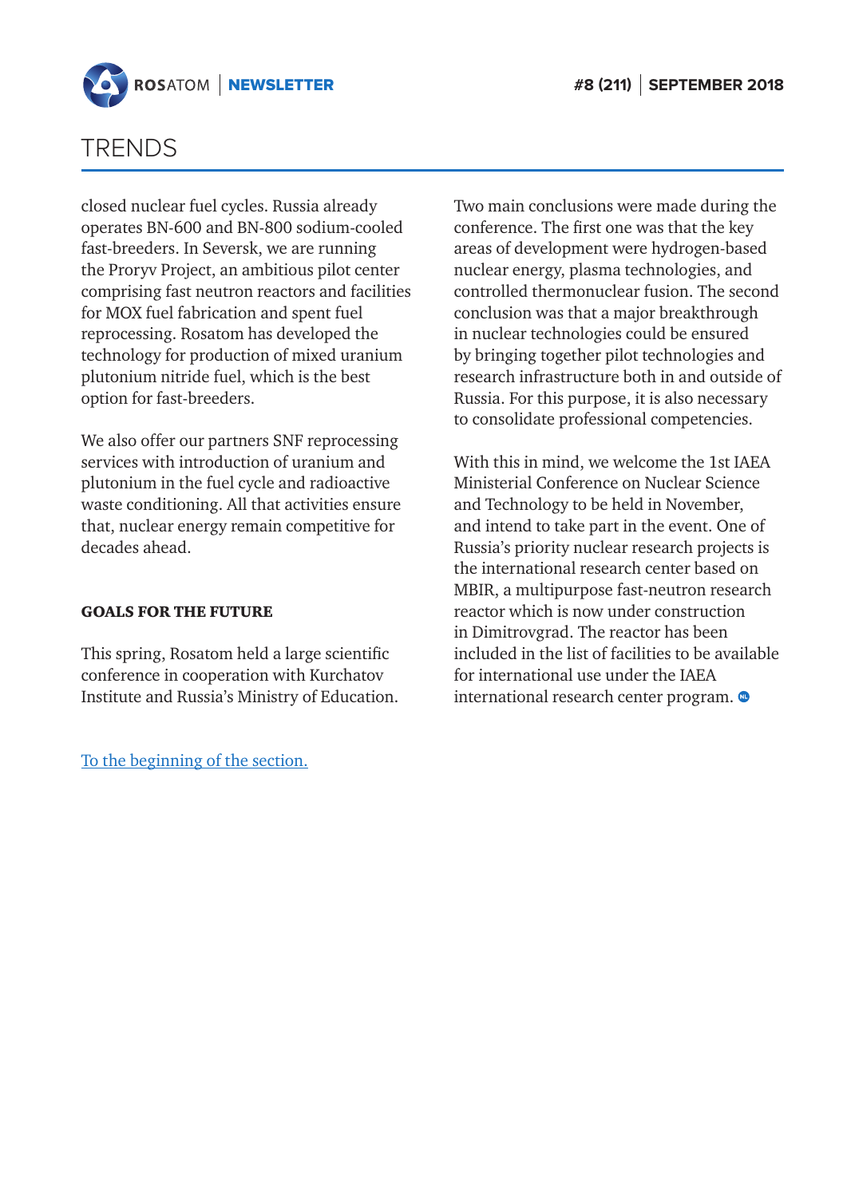closed nuclear fuel cycles. Russia already operates BN-600 and BN-800 sodium-cooled fast-breeders. In Seversk, we are running the Proryv Project, an ambitious pilot center comprising fast neutron reactors and facilities for MOX fuel fabrication and spent fuel reprocessing. Rosatom has developed the technology for production of mixed uranium plutonium nitride fuel, which is the best option for fast-breeders.

We also offer our partners SNF reprocessing services with introduction of uranium and plutonium in the fuel cycle and radioactive waste conditioning. All that activities ensure that, nuclear energy remain competitive for decades ahead.

**GOALS FOR THE FUTURE**

This spring, Rosatom held a large scientific conference in cooperation with Kurchatov Institute and Russia's Ministry of Education.

Two main conclusions were made during the conference. The first one was that the key areas of development were hydrogen-based nuclear energy, plasma technologies, and controlled thermonuclear fusion. The second conclusion was that a major breakthrough in nuclear technologies could be ensured by bringing together pilot technologies and research infrastructure both in and outside of Russia. For this purpose, it is also necessary to consolidate professional competencies.

With this in mind, we welcome the 1st IAEA Ministerial Conference on Nuclear Science and Technology to be held in November, and intend to take part in the event. One of Russia's priority nuclear research projects is the international research center based on MBIR, a multipurpose fast-neutron research reactor which is now under construction in Dimitrovgrad. The reactor has been included in the list of facilities to be available for international use under the IAEA international research center program.

To the beginning of the section.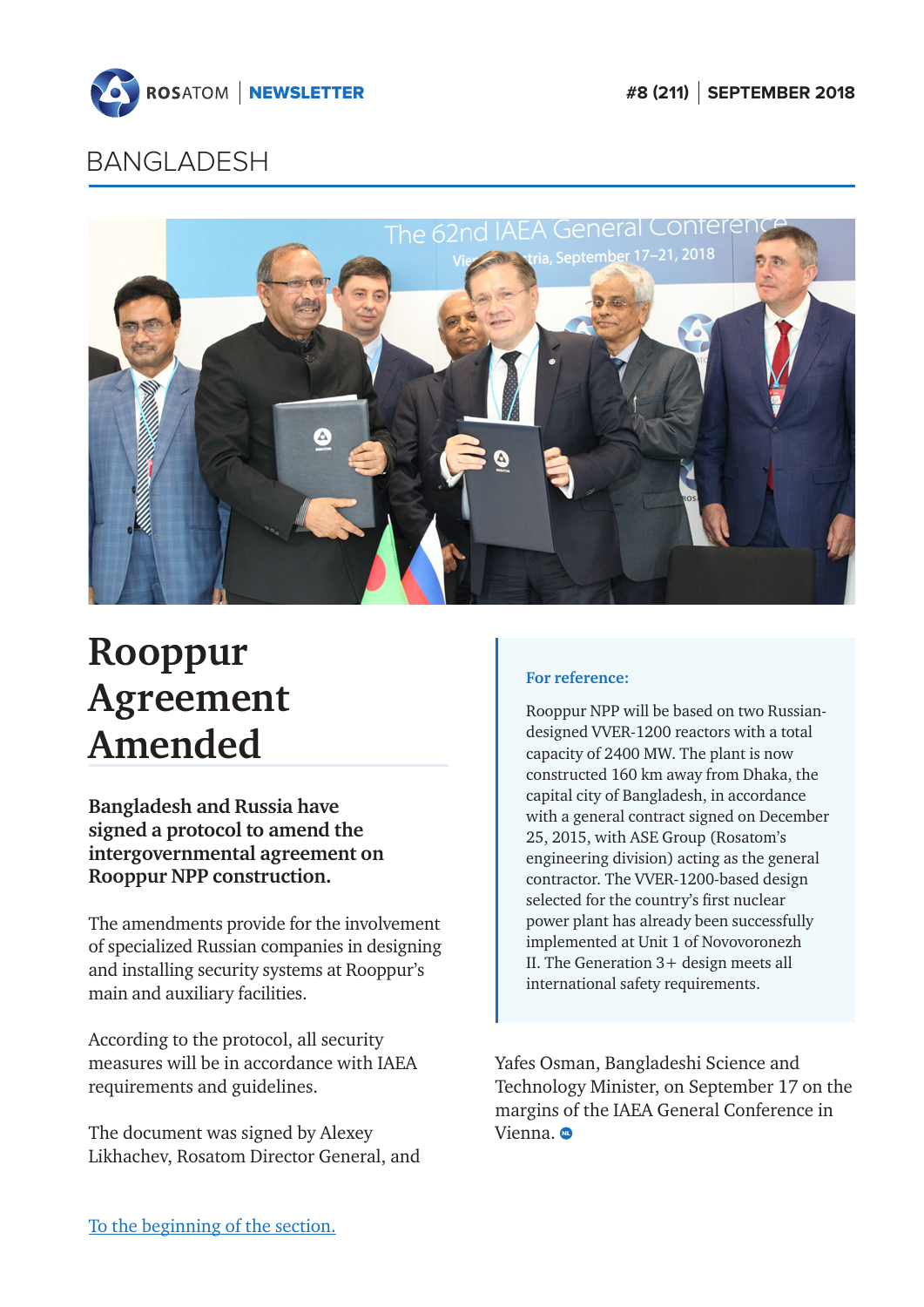# BANGLADESH

## Rooppur Agreement Amended

**Bangladesh and Russia have signed a protocol to amend the intergovernmental agreement on Rooppur NPP construction.**

The amendments provide for the involvement of specialized Russian companies in designing and installing security systems at Rooppur's main and auxiliary facilities.

According to the protocol, all security measures will be in accordance with IAEA requirements and guidelines.

The document was signed by Alexey Likhachev, Rosatom Director General, and Yafes Osman, Bangladeshi Science and Technology Minister, on September 17 on the margins of the IAEA General Conference in Vienna.

**For reference:**

Rooppur NPP will be based on two Russian-designed VVER-1200 reactors with a total capacity of 2400 MW. The plant is now constructed 160 km away from Dhaka, the capital city of Bangladesh, in accordance with a general contract signed on December 25, 2015, with ASE Group (Rosatom's engineering division) acting as the general contractor. The VVER-1200-based design selected for the country's first nuclear power plant has already been successfully implemented at Unit 1 of Novovoronezh II. The Generation 3+ design meets all international safety requirements.

To the beginning of the section.